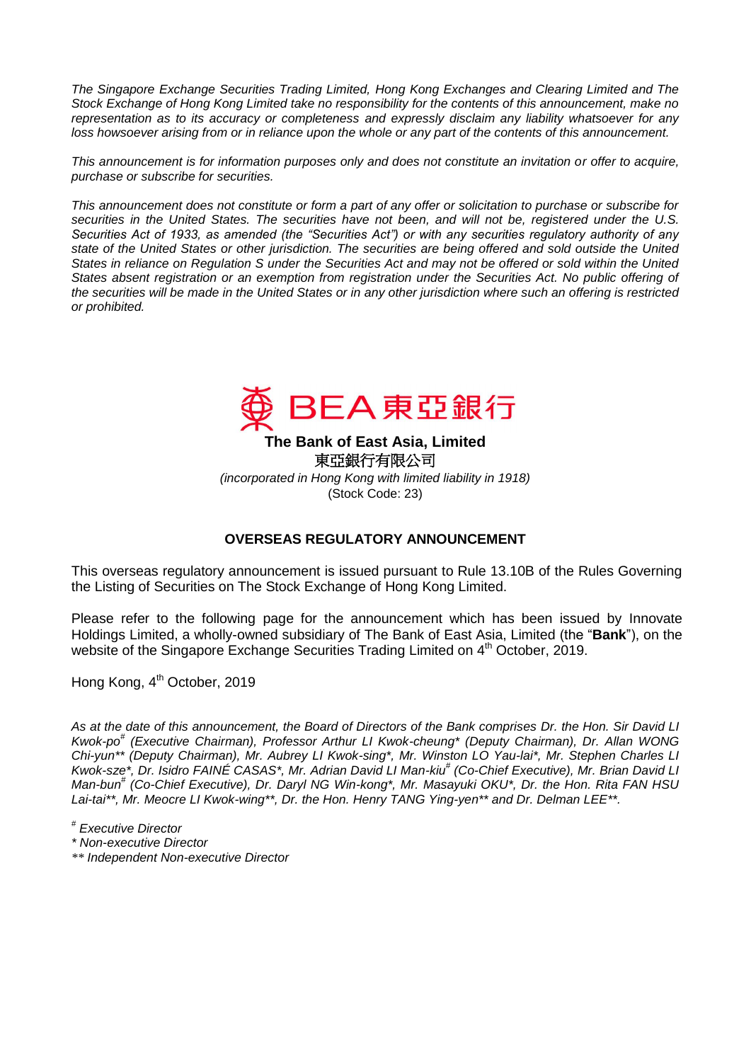*The Singapore Exchange Securities Trading Limited, Hong Kong Exchanges and Clearing Limited and The Stock Exchange of Hong Kong Limited take no responsibility for the contents of this announcement, make no representation as to its accuracy or completeness and expressly disclaim any liability whatsoever for any loss howsoever arising from or in reliance upon the whole or any part of the contents of this announcement.*

*This announcement is for information purposes only and does not constitute an invitation or offer to acquire, purchase or subscribe for securities.*

*This announcement does not constitute or form a part of any offer or solicitation to purchase or subscribe for securities in the United States. The securities have not been, and will not be, registered under the U.S. Securities Act of 1933, as amended (the "Securities Act") or with any securities regulatory authority of any state of the United States or other jurisdiction. The securities are being offered and sold outside the United States in reliance on Regulation S under the Securities Act and may not be offered or sold within the United States absent registration or an exemption from registration under the Securities Act. No public offering of the securities will be made in the United States or in any other jurisdiction where such an offering is restricted or prohibited.*

BEA 東亞銀行

**The Bank of East Asia, Limited**

東亞銀行有限公司

*(incorporated in Hong Kong with limited liability in 1918)*

(Stock Code: 23)

## OVERSEAS REGULATORY ANNOUNCEMENT

This overseas regulatory announcement is issued pursuant to Rule 13.10B of the Rules Governing the Listing of Securities on The Stock Exchange of Hong Kong Limited.

Please refer to the following page for the announcement which has been issued by Innovate Holdings Limited, a wholly-owned subsidiary of The Bank of East Asia, Limited (the "**Bank**"), on the website of the Singapore Exchange Securities Trading Limited on 4th October, 2019.

Hong Kong, 4th October, 2019

*As at the date of this announcement, the Board of Directors of the Bank comprises Dr. the Hon. Sir David LI Kwok-po# (Executive Chairman), Professor Arthur LI Kwok-cheung* (Deputy Chairman), Dr. Allan WONG Chi-yun** (Deputy Chairman), Mr. Aubrey LI Kwok-sing*, Mr. Winston LO Yau-lai*, Mr. Stephen Charles LI Kwok-sze*, Dr. Isidro FAINÉ CASAS*, Mr. Adrian David LI Man-kiu# (Co-Chief Executive), Mr. Brian David LI Man-bun# (Co-Chief Executive), Dr. Daryl NG Win-kong*, Mr. Masayuki OKU*, Dr. the Hon. Rita FAN HSU Lai-tai**, Mr. Meocre LI Kwok-wing**, Dr. the Hon. Henry TANG Ying-yen** and Dr. Delman LEE**.*

*# Executive Director*

*\* Non-executive Director*

*\*\* Independent Non-executive Director*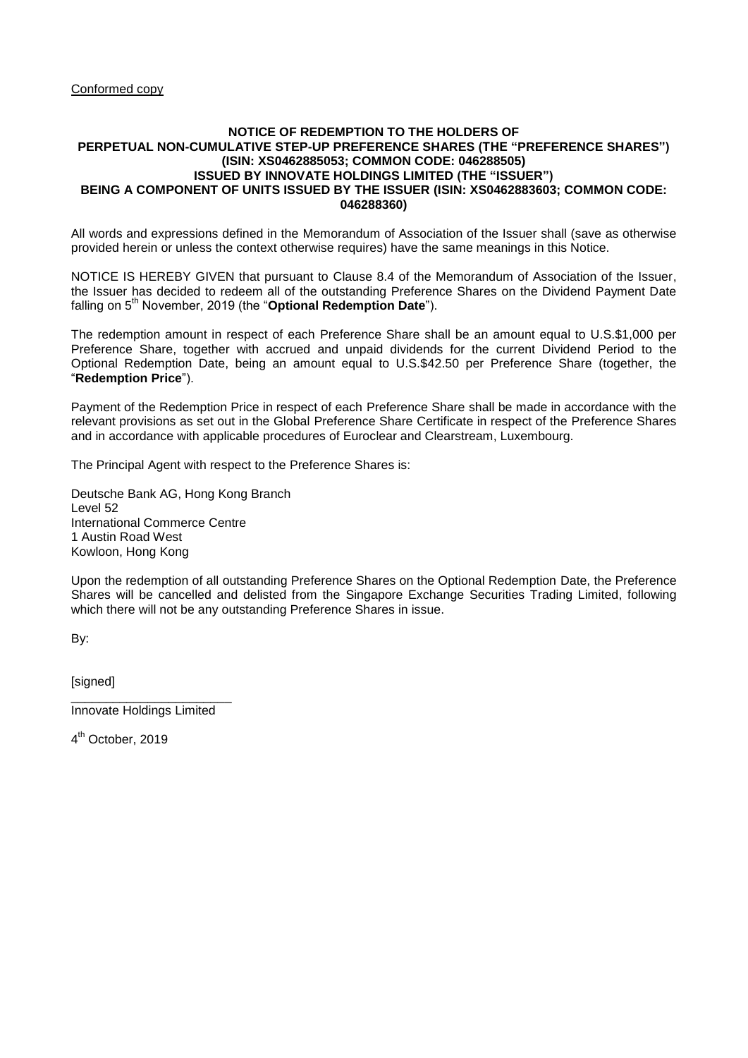Conformed copy

**NOTICE OF REDEMPTION TO THE HOLDERS OF PERPETUAL NON-CUMULATIVE STEP-UP PREFERENCE SHARES (THE "PREFERENCE SHARES") (ISIN: XS0462885053; COMMON CODE: 046288505) ISSUED BY INNOVATE HOLDINGS LIMITED (THE "ISSUER") BEING A COMPONENT OF UNITS ISSUED BY THE ISSUER (ISIN: XS0462883603; COMMON CODE: 046288360)**

All words and expressions defined in the Memorandum of Association of the Issuer shall (save as otherwise provided herein or unless the context otherwise requires) have the same meanings in this Notice.

NOTICE IS HEREBY GIVEN that pursuant to Clause 8.4 of the Memorandum of Association of the Issuer, the Issuer has decided to redeem all of the outstanding Preference Shares on the Dividend Payment Date falling on 5th November, 2019 (the "**Optional Redemption Date**").

The redemption amount in respect of each Preference Share shall be an amount equal to U.S.$1,000 per Preference Share, together with accrued and unpaid dividends for the current Dividend Period to the Optional Redemption Date, being an amount equal to U.S.$42.50 per Preference Share (together, the "**Redemption Price**").

Payment of the Redemption Price in respect of each Preference Share shall be made in accordance with the relevant provisions as set out in the Global Preference Share Certificate in respect of the Preference Shares and in accordance with applicable procedures of Euroclear and Clearstream, Luxembourg.

The Principal Agent with respect to the Preference Shares is:

Deutsche Bank AG, Hong Kong Branch
Level 52
International Commerce Centre
1 Austin Road West
Kowloon, Hong Kong

Upon the redemption of all outstanding Preference Shares on the Optional Redemption Date, the Preference Shares will be cancelled and delisted from the Singapore Exchange Securities Trading Limited, following which there will not be any outstanding Preference Shares in issue.

By:

[signed]

\_\_\_\_\_\_\_\_\_\_\_\_\_\_\_\_\_\_\_\_\_\_\_\_
Innovate Holdings Limited

4th October, 2019